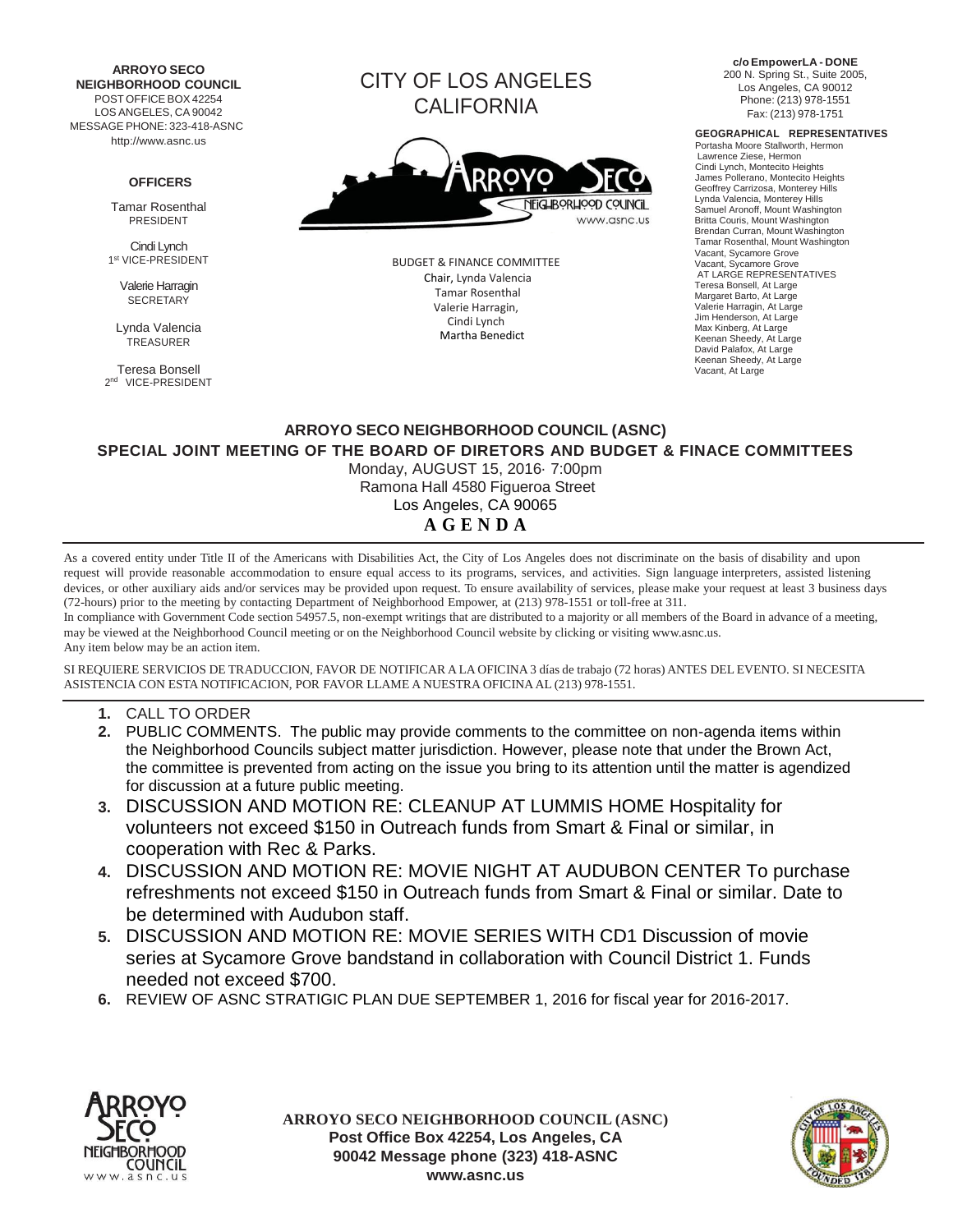**ARROYO SECO NEIGHBORHOOD COUNCIL**
POST OFFICE BOX 42254
LOS ANGELES, CA 90042
MESSAGE PHONE: 323-418-ASNC
http://www.asnc.us

**OFFICERS**

Tamar Rosenthal
PRESIDENT

Cindi Lynch
1st VICE-PRESIDENT

Valerie Harragin
SECRETARY

Lynda Valencia
TREASURER

Teresa Bonsell
2nd VICE-PRESIDENT

CITY OF LOS ANGELES
CALIFORNIA

ARROYO SECO NEIGHBORHOOD COUNCIL
www.asnc.us

BUDGET & FINANCE COMMITTEE
Chair, Lynda Valencia
Tamar Rosenthal
Valerie Harragin,
Cindi Lynch
Martha Benedict

**c/o EmpowerLA - DONE**
200 N. Spring St., Suite 2005,
Los Angeles, CA 90012
Phone: (213) 978-1551
Fax: (213) 978-1751

**GEOGRAPHICAL REPRESENTATIVES**
Portasha Moore Stallworth, Hermon
Lawrence Ziese, Hermon
Cindi Lynch, Montecito Heights
James Pollerano, Montecito Heights
Geoffrey Carrizosa, Monterey Hills
Lynda Valencia, Monterey Hills
Samuel Aronoff, Mount Washington
Britta Couris, Mount Washington
Brendan Curran, Mount Washington
Tamar Rosenthal, Mount Washington
Vacant, Sycamore Grove
Vacant, Sycamore Grove
AT LARGE REPRESENTATIVES
Teresa Bonsell, At Large
Margaret Barto, At Large
Valerie Harragin, At Large
Jim Henderson, At Large
Max Kinberg, At Large
Keenan Sheedy, At Large
David Palafox, At Large
Keenan Sheedy, At Large
Vacant, At Large

## ARROYO SECO NEIGHBORHOOD COUNCIL (ASNC)
## SPECIAL JOINT MEETING OF THE BOARD OF DIRETORS AND BUDGET & FINACE COMMITTEES

Monday, AUGUST 15, 2016· 7:00pm
Ramona Hall 4580 Figueroa Street
Los Angeles, CA 90065

## A G E N D A

As a covered entity under Title II of the Americans with Disabilities Act, the City of Los Angeles does not discriminate on the basis of disability and upon request will provide reasonable accommodation to ensure equal access to its programs, services, and activities. Sign language interpreters, assisted listening devices, or other auxiliary aids and/or services may be provided upon request. To ensure availability of services, please make your request at least 3 business days (72-hours) prior to the meeting by contacting Department of Neighborhood Empower, at (213) 978-1551 or toll-free at 311.
In compliance with Government Code section 54957.5, non-exempt writings that are distributed to a majority or all members of the Board in advance of a meeting, may be viewed at the Neighborhood Council meeting or on the Neighborhood Council website by clicking or visiting www.asnc.us.
Any item below may be an action item.

SI REQUIERE SERVICIOS DE TRADUCCION, FAVOR DE NOTIFICAR A LA OFICINA 3 días de trabajo (72 horas) ANTES DEL EVENTO. SI NECESITA ASISTENCIA CON ESTA NOTIFICACION, POR FAVOR LLAME A NUESTRA OFICINA AL (213) 978-1551.

1. CALL TO ORDER
2. PUBLIC COMMENTS. The public may provide comments to the committee on non-agenda items within the Neighborhood Councils subject matter jurisdiction. However, please note that under the Brown Act, the committee is prevented from acting on the issue you bring to its attention until the matter is agendized for discussion at a future public meeting.
3. DISCUSSION AND MOTION RE: CLEANUP AT LUMMIS HOME Hospitality for volunteers not exceed $150 in Outreach funds from Smart & Final or similar, in cooperation with Rec & Parks.
4. DISCUSSION AND MOTION RE: MOVIE NIGHT AT AUDUBON CENTER To purchase refreshments not exceed $150 in Outreach funds from Smart & Final or similar. Date to be determined with Audubon staff.
5. DISCUSSION AND MOTION RE: MOVIE SERIES WITH CD1 Discussion of movie series at Sycamore Grove bandstand in collaboration with Council District 1. Funds needed not exceed $700.
6. REVIEW OF ASNC STRATIGIC PLAN DUE SEPTEMBER 1, 2016 for fiscal year for 2016-2017.

**ARROYO SECO NEIGHBORHOOD COUNCIL (ASNC)**
**Post Office Box 42254, Los Angeles, CA**
**90042 Message phone (323) 418-ASNC**
**www.asnc.us**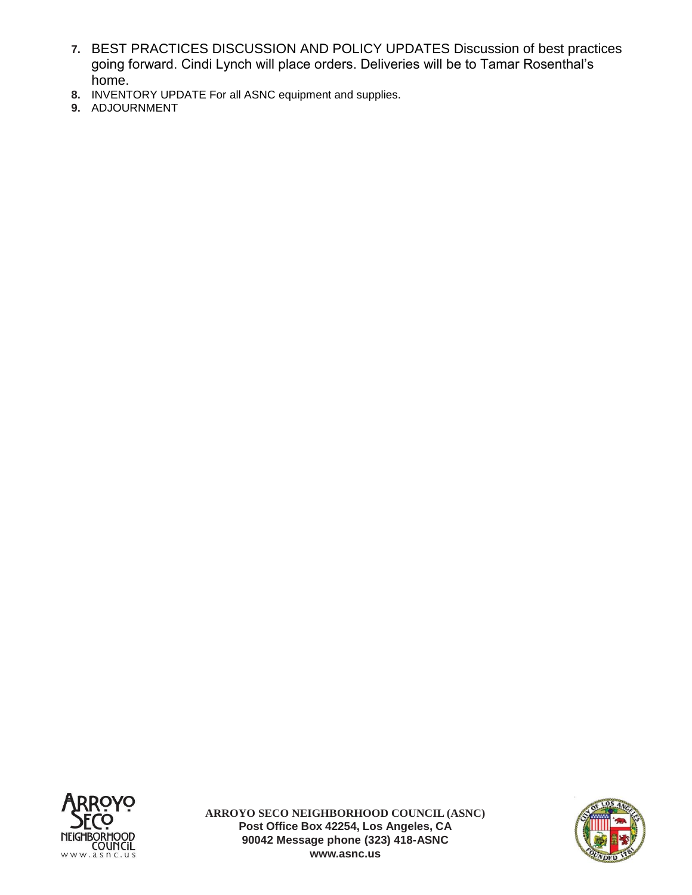7. BEST PRACTICES DISCUSSION AND POLICY UPDATES Discussion of best practices going forward. Cindi Lynch will place orders. Deliveries will be to Tamar Rosenthal's home.
8. INVENTORY UPDATE For all ASNC equipment and supplies.
9. ADJOURNMENT